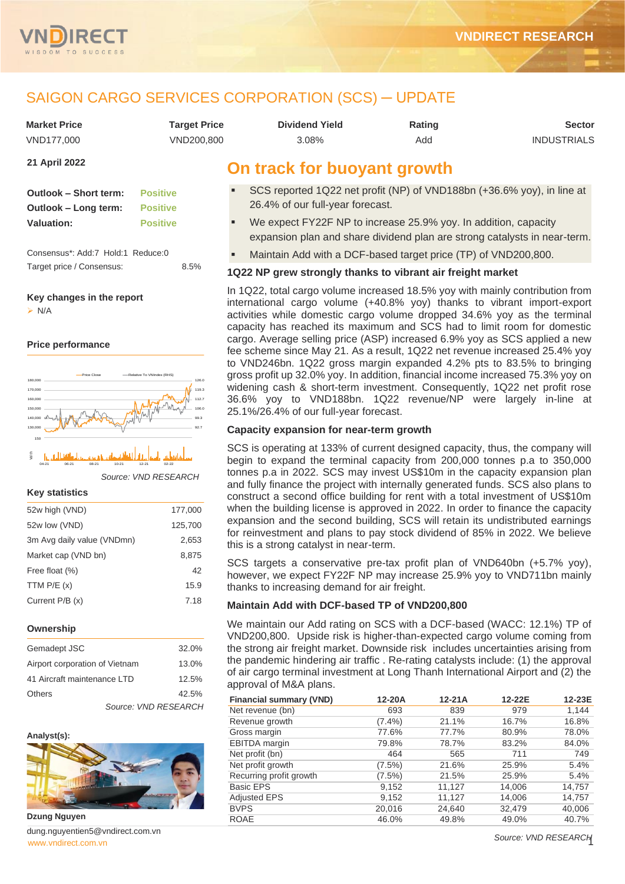# SAIGON CARGO SERVICES CORPORATION (SCS) – UPDATE

| Market Price | Target Price | Dividend Yield | Rating | Sector |
|---|---|---|---|---|
| VND177,000 | VND200,800 | 3.08% | Add | INDUSTRIALS |

**21 April 2022**

| | |
|---|---|
| **Outlook – Short term:** | Positive |
| **Outlook – Long term:** | Positive |
| **Valuation:** | Positive |

Consensus*: Add:7 Hold:1 Reduce:0

Target price / Consensus: 8.5%

**Key changes in the report**

- N/A

**Price performance**

Source: VND RESEARCH

**Key statistics**

| | |
|---|---|
| 52w high (VND) | 177,000 |
| 52w low (VND) | 125,700 |
| 3m Avg daily value (VNDmn) | 2,653 |
| Market cap (VND bn) | 8,875 |
| Free float (%) | 42 |
| TTM P/E (x) | 15.9 |
| Current P/B (x) | 7.18 |

**Ownership**

| | |
|---|---|
| Gemadept JSC | 32.0% |
| Airport corporation of Vietnam | 13.0% |
| 41 Aircraft maintenance LTD | 12.5% |
| Others | 42.5% |

Source: VND RESEARCH

**Analyst(s):**

**Dzung Nguyen**

dung.nguyentien5@vndirect.com.vn

## On track for buoyant growth

- SCS reported 1Q22 net profit (NP) of VND188bn (+36.6% yoy), in line at 26.4% of our full-year forecast.
- We expect FY22F NP to increase 25.9% yoy. In addition, capacity expansion plan and share dividend plan are strong catalysts in near-term.
- Maintain Add with a DCF-based target price (TP) of VND200,800.

### 1Q22 NP grew strongly thanks to vibrant air freight market

In 1Q22, total cargo volume increased 18.5% yoy with mainly contribution from international cargo volume (+40.8% yoy) thanks to vibrant import-export activities while domestic cargo volume dropped 34.6% yoy as the terminal capacity has reached its maximum and SCS had to limit room for domestic cargo. Average selling price (ASP) increased 6.9% yoy as SCS applied a new fee scheme since May 21. As a result, 1Q22 net revenue increased 25.4% yoy to VND246bn. 1Q22 gross margin expanded 4.2% pts to 83.5% to bringing gross profit up 32.0% yoy. In addition, financial income increased 75.3% yoy on widening cash & short-term investment. Consequently, 1Q22 net profit rose 36.6% yoy to VND188bn. 1Q22 revenue/NP were largely in-line at 25.1%/26.4% of our full-year forecast.

### Capacity expansion for near-term growth

SCS is operating at 133% of current designed capacity, thus, the company will begin to expand the terminal capacity from 200,000 tonnes p.a to 350,000 tonnes p.a in 2022. SCS may invest US$10m in the capacity expansion plan and fully finance the project with internally generated funds. SCS also plans to construct a second office building for rent with a total investment of US$10m when the building license is approved in 2022. In order to finance the capacity expansion and the second building, SCS will retain its undistributed earnings for reinvestment and plans to pay stock dividend of 85% in 2022. We believe this is a strong catalyst in near-term.

SCS targets a conservative pre-tax profit plan of VND640bn (+5.7% yoy), however, we expect FY22F NP may increase 25.9% yoy to VND711bn mainly thanks to increasing demand for air freight.

### Maintain Add with DCF-based TP of VND200,800

We maintain our Add rating on SCS with a DCF-based (WACC: 12.1%) TP of VND200,800. Upside risk is higher-than-expected cargo volume coming from the strong air freight market. Downside risk includes uncertainties arising from the pandemic hindering air traffic . Re-rating catalysts include: (1) the approval of air cargo terminal investment at Long Thanh International Airport and (2) the approval of M&A plans.

| Financial summary (VND) | 12-20A | 12-21A | 12-22E | 12-23E |
|---|---|---|---|---|
| Net revenue (bn) | 693 | 839 | 979 | 1,144 |
| Revenue growth | (7.4%) | 21.1% | 16.7% | 16.8% |
| Gross margin | 77.6% | 77.7% | 80.9% | 78.0% |
| EBITDA margin | 79.8% | 78.7% | 83.2% | 84.0% |
| Net profit (bn) | 464 | 565 | 711 | 749 |
| Net profit growth | (7.5%) | 21.6% | 25.9% | 5.4% |
| Recurring profit growth | (7.5%) | 21.5% | 25.9% | 5.4% |
| Basic EPS | 9,152 | 11,127 | 14,006 | 14,757 |
| Adjusted EPS | 9,152 | 11,127 | 14,006 | 14,757 |
| BVPS | 20,016 | 24,640 | 32,479 | 40,006 |
| ROAE | 46.0% | 49.8% | 49.0% | 40.7% |

Source: VND RESEARCH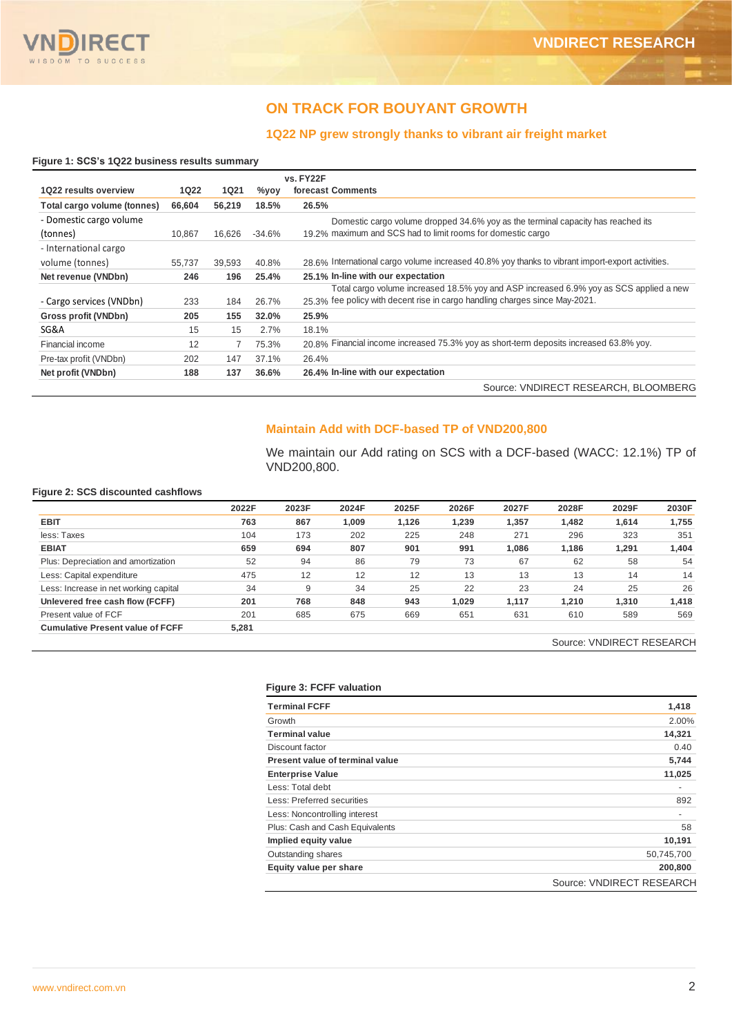## ON TRACK FOR BOUYANT GROWTH

### 1Q22 NP grew strongly thanks to vibrant air freight market

**Figure 1: SCS's 1Q22 business results summary**

| 1Q22 results overview | 1Q22 | 1Q21 | %yoy | vs. FY22F forecast | Comments |
|---|---|---|---|---|---|
| **Total cargo volume (tonnes)** | **66,604** | **56,219** | **18.5%** | **26.5%** | |
| - Domestic cargo volume (tonnes) | 10,867 | 16,626 | -34.6% | 19.2% | Domestic cargo volume dropped 34.6% yoy as the terminal capacity has reached its maximum and SCS had to limit rooms for domestic cargo |
| - International cargo volume (tonnes) | 55,737 | 39,593 | 40.8% | 28.6% | International cargo volume increased 40.8% yoy thanks to vibrant import-export activities. |
| **Net revenue (VNDbn)** | **246** | **196** | **25.4%** | **25.1%** | **In-line with our expectation** |
| - Cargo services (VNDbn) | 233 | 184 | 26.7% | 25.3% | Total cargo volume increased 18.5% yoy and ASP increased 6.9% yoy as SCS applied a new fee policy with decent rise in cargo handling charges since May-2021. |
| **Gross profit (VNDbn)** | **205** | **155** | **32.0%** | **25.9%** | |
| SG&A | 15 | 15 | 2.7% | 18.1% | |
| Financial income | 12 | 7 | 75.3% | 20.8% | Financial income increased 75.3% yoy as short-term deposits increased 63.8% yoy. |
| Pre-tax profit (VNDbn) | 202 | 147 | 37.1% | 26.4% | |
| **Net profit (VNDbn)** | **188** | **137** | **36.6%** | **26.4%** | **In-line with our expectation** |

Source: VNDIRECT RESEARCH, BLOOMBERG

### Maintain Add with DCF-based TP of VND200,800

We maintain our Add rating on SCS with a DCF-based (WACC: 12.1%) TP of VND200,800.

**Figure 2: SCS discounted cashflows**

| | 2022F | 2023F | 2024F | 2025F | 2026F | 2027F | 2028F | 2029F | 2030F |
|---|---|---|---|---|---|---|---|---|---|
| **EBIT** | **763** | **867** | **1,009** | **1,126** | **1,239** | **1,357** | **1,482** | **1,614** | **1,755** |
| less: Taxes | 104 | 173 | 202 | 225 | 248 | 271 | 296 | 323 | 351 |
| **EBIAT** | **659** | **694** | **807** | **901** | **991** | **1,086** | **1,186** | **1,291** | **1,404** |
| Plus: Depreciation and amortization | 52 | 94 | 86 | 79 | 73 | 67 | 62 | 58 | 54 |
| Less: Capital expenditure | 475 | 12 | 12 | 12 | 13 | 13 | 13 | 14 | 14 |
| Less: Increase in net working capital | 34 | 9 | 34 | 25 | 22 | 23 | 24 | 25 | 26 |
| **Unlevered free cash flow (FCFF)** | **201** | **768** | **848** | **943** | **1,029** | **1,117** | **1,210** | **1,310** | **1,418** |
| Present value of FCF | 201 | 685 | 675 | 669 | 651 | 631 | 610 | 589 | 569 |
| **Cumulative Present value of FCFF** | **5,281** | | | | | | | | |

Source: VNDIRECT RESEARCH

**Figure 3: FCFF valuation**

| | |
|---|---|
| **Terminal FCFF** | **1,418** |
| Growth | 2.00% |
| **Terminal value** | **14,321** |
| Discount factor | 0.40 |
| **Present value of terminal value** | **5,744** |
| **Enterprise Value** | **11,025** |
| Less: Total debt | - |
| Less: Preferred securities | 892 |
| Less: Noncontrolling interest | - |
| Plus: Cash and Cash Equivalents | 58 |
| **Implied equity value** | **10,191** |
| Outstanding shares | 50,745,700 |
| **Equity value per share** | **200,800** |

Source: VNDIRECT RESEARCH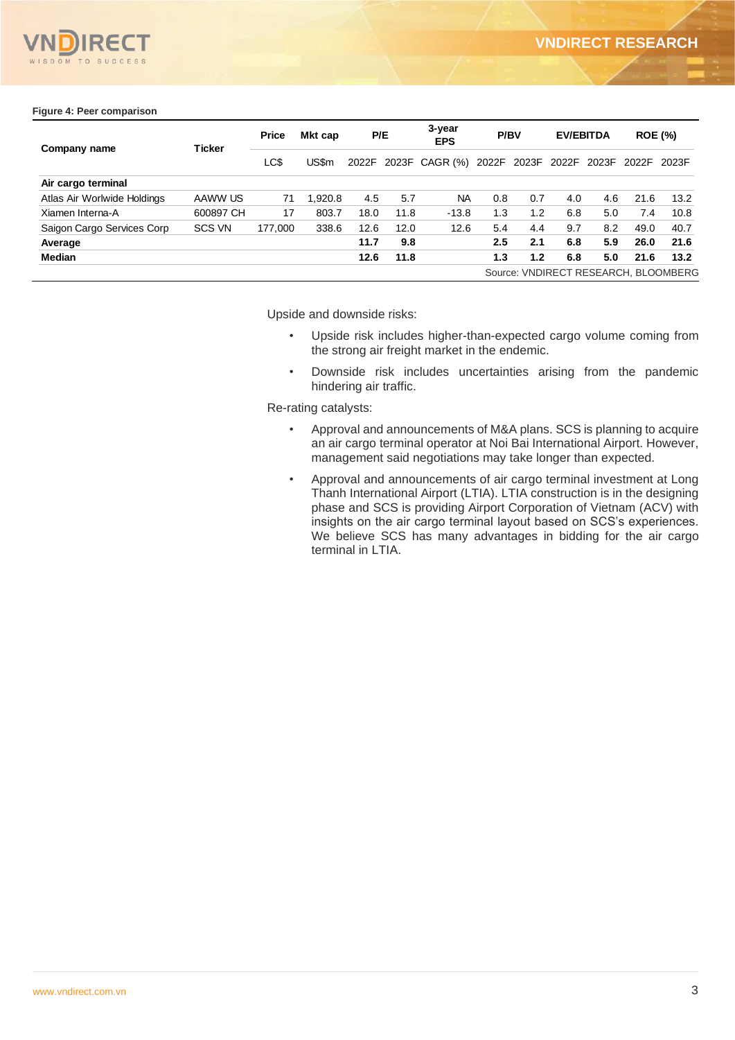**Figure 4: Peer comparison**

| Company name | Ticker | Price | Mkt cap | P/E | | 3-year EPS | P/BV | | EV/EBITDA | | ROE (%) | |
|---|---|---|---|---|---|---|---|---|---|---|---|---|
| | | LC$ | US$m | 2022F | 2023F | CAGR (%) | 2022F | 2023F | 2022F | 2023F | 2022F | 2023F |
| **Air cargo terminal** | | | | | | | | | | | | |
| Atlas Air Worlwide Holdings | AAWW US | 71 | 1,920.8 | 4.5 | 5.7 | NA | 0.8 | 0.7 | 4.0 | 4.6 | 21.6 | 13.2 |
| Xiamen Interna-A | 600897 CH | 17 | 803.7 | 18.0 | 11.8 | -13.8 | 1.3 | 1.2 | 6.8 | 5.0 | 7.4 | 10.8 |
| Saigon Cargo Services Corp | SCS VN | 177,000 | 338.6 | 12.6 | 12.0 | 12.6 | 5.4 | 4.4 | 9.7 | 8.2 | 49.0 | 40.7 |
| **Average** | | | | **11.7** | **9.8** | | **2.5** | **2.1** | **6.8** | **5.9** | **26.0** | **21.6** |
| **Median** | | | | **12.6** | **11.8** | | **1.3** | **1.2** | **6.8** | **5.0** | **21.6** | **13.2** |

Source: VNDIRECT RESEARCH, BLOOMBERG

Upside and downside risks:

- Upside risk includes higher-than-expected cargo volume coming from the strong air freight market in the endemic.
- Downside risk includes uncertainties arising from the pandemic hindering air traffic.

Re-rating catalysts:

- Approval and announcements of M&A plans. SCS is planning to acquire an air cargo terminal operator at Noi Bai International Airport. However, management said negotiations may take longer than expected.
- Approval and announcements of air cargo terminal investment at Long Thanh International Airport (LTIA). LTIA construction is in the designing phase and SCS is providing Airport Corporation of Vietnam (ACV) with insights on the air cargo terminal layout based on SCS's experiences. We believe SCS has many advantages in bidding for the air cargo terminal in LTIA.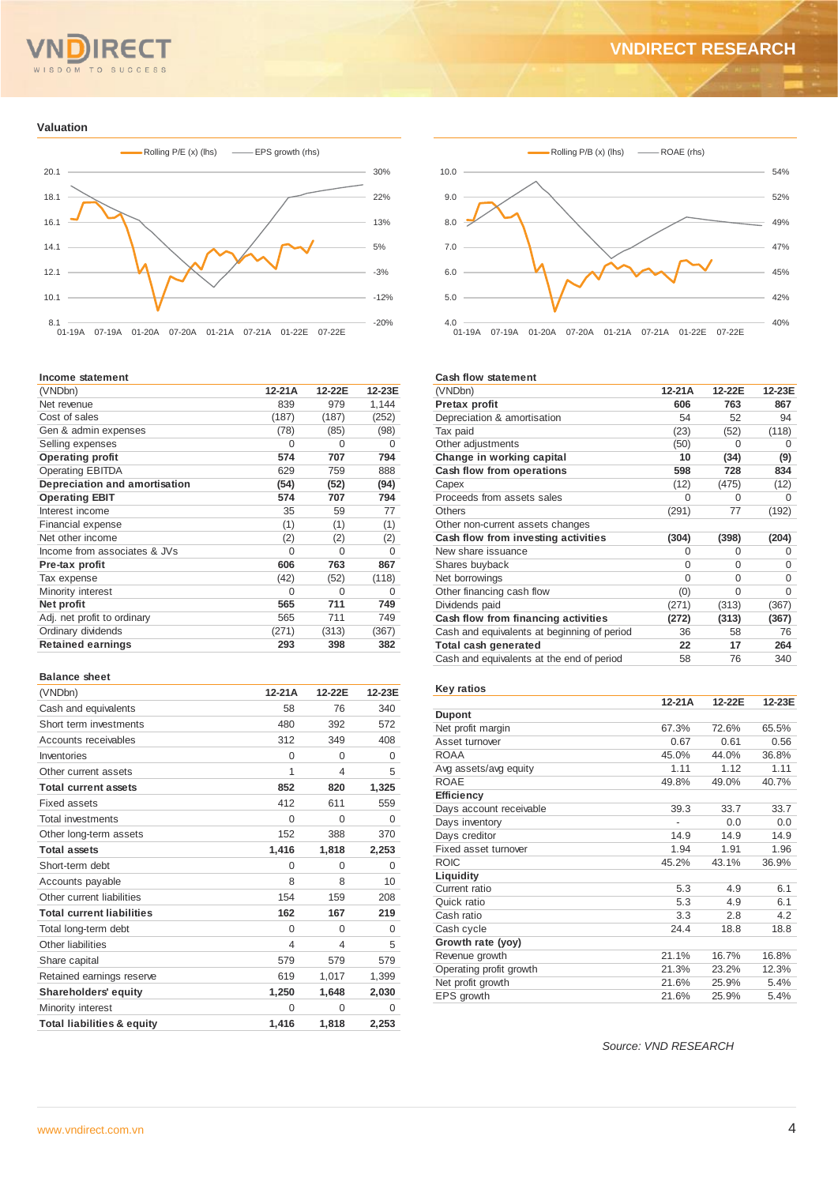## Valuation

Rolling P/E (x) (lhs) — EPS growth (rhs)

Rolling P/B (x) (lhs) — ROAE (rhs)

### Income statement

| (VNDbn) | 12-21A | 12-22E | 12-23E |
|---|---|---|---|
| Net revenue | 839 | 979 | 1,144 |
| Cost of sales | (187) | (187) | (252) |
| Gen & admin expenses | (78) | (85) | (98) |
| Selling expenses | 0 | 0 | 0 |
| **Operating profit** | **574** | **707** | **794** |
| Operating EBITDA | 629 | 759 | 888 |
| **Depreciation and amortisation** | **(54)** | **(52)** | **(94)** |
| **Operating EBIT** | **574** | **707** | **794** |
| Interest income | 35 | 59 | 77 |
| Financial expense | (1) | (1) | (1) |
| Net other income | (2) | (2) | (2) |
| Income from associates & JVs | 0 | 0 | 0 |
| **Pre-tax profit** | **606** | **763** | **867** |
| Tax expense | (42) | (52) | (118) |
| Minority interest | 0 | 0 | 0 |
| **Net profit** | **565** | **711** | **749** |
| Adj. net profit to ordinary | 565 | 711 | 749 |
| Ordinary dividends | (271) | (313) | (367) |
| **Retained earnings** | **293** | **398** | **382** |

### Balance sheet

| (VNDbn) | 12-21A | 12-22E | 12-23E |
|---|---|---|---|
| Cash and equivalents | 58 | 76 | 340 |
| Short term investments | 480 | 392 | 572 |
| Accounts receivables | 312 | 349 | 408 |
| Inventories | 0 | 0 | 0 |
| Other current assets | 1 | 4 | 5 |
| **Total current assets** | **852** | **820** | **1,325** |
| Fixed assets | 412 | 611 | 559 |
| Total investments | 0 | 0 | 0 |
| Other long-term assets | 152 | 388 | 370 |
| **Total assets** | **1,416** | **1,818** | **2,253** |
| Short-term debt | 0 | 0 | 0 |
| Accounts payable | 8 | 8 | 10 |
| Other current liabilities | 154 | 159 | 208 |
| **Total current liabilities** | **162** | **167** | **219** |
| Total long-term debt | 0 | 0 | 0 |
| Other liabilities | 4 | 4 | 5 |
| Share capital | 579 | 579 | 579 |
| Retained earnings reserve | 619 | 1,017 | 1,399 |
| **Shareholders' equity** | **1,250** | **1,648** | **2,030** |
| Minority interest | 0 | 0 | 0 |
| **Total liabilities & equity** | **1,416** | **1,818** | **2,253** |

### Cash flow statement

| (VNDbn) | 12-21A | 12-22E | 12-23E |
|---|---|---|---|
| **Pretax profit** | **606** | **763** | **867** |
| Depreciation & amortisation | 54 | 52 | 94 |
| Tax paid | (23) | (52) | (118) |
| Other adjustments | (50) | 0 | 0 |
| **Change in working capital** | **10** | **(34)** | **(9)** |
| **Cash flow from operations** | **598** | **728** | **834** |
| Capex | (12) | (475) | (12) |
| Proceeds from assets sales | 0 | 0 | 0 |
| Others | (291) | 77 | (192) |
| Other non-current assets changes | | | |
| **Cash flow from investing activities** | **(304)** | **(398)** | **(204)** |
| New share issuance | 0 | 0 | 0 |
| Shares buyback | 0 | 0 | 0 |
| Net borrowings | 0 | 0 | 0 |
| Other financing cash flow | (0) | 0 | 0 |
| Dividends paid | (271) | (313) | (367) |
| **Cash flow from financing activities** | **(272)** | **(313)** | **(367)** |
| Cash and equivalents at beginning of period | 36 | 58 | 76 |
| **Total cash generated** | **22** | **17** | **264** |
| Cash and equivalents at the end of period | 58 | 76 | 340 |

### Key ratios

| | 12-21A | 12-22E | 12-23E |
|---|---|---|---|
| **Dupont** | | | |
| Net profit margin | 67.3% | 72.6% | 65.5% |
| Asset turnover | 0.67 | 0.61 | 0.56 |
| ROAA | 45.0% | 44.0% | 36.8% |
| Avg assets/avg equity | 1.11 | 1.12 | 1.11 |
| ROAE | 49.8% | 49.0% | 40.7% |
| **Efficiency** | | | |
| Days account receivable | 39.3 | 33.7 | 33.7 |
| Days inventory | - | 0.0 | 0.0 |
| Days creditor | 14.9 | 14.9 | 14.9 |
| Fixed asset turnover | 1.94 | 1.91 | 1.96 |
| ROIC | 45.2% | 43.1% | 36.9% |
| **Liquidity** | | | |
| Current ratio | 5.3 | 4.9 | 6.1 |
| Quick ratio | 5.3 | 4.9 | 6.1 |
| Cash ratio | 3.3 | 2.8 | 4.2 |
| Cash cycle | 24.4 | 18.8 | 18.8 |
| **Growth rate (yoy)** | | | |
| Revenue growth | 21.1% | 16.7% | 16.8% |
| Operating profit growth | 21.3% | 23.2% | 12.3% |
| Net profit growth | 21.6% | 25.9% | 5.4% |
| EPS growth | 21.6% | 25.9% | 5.4% |

*Source: VND RESEARCH*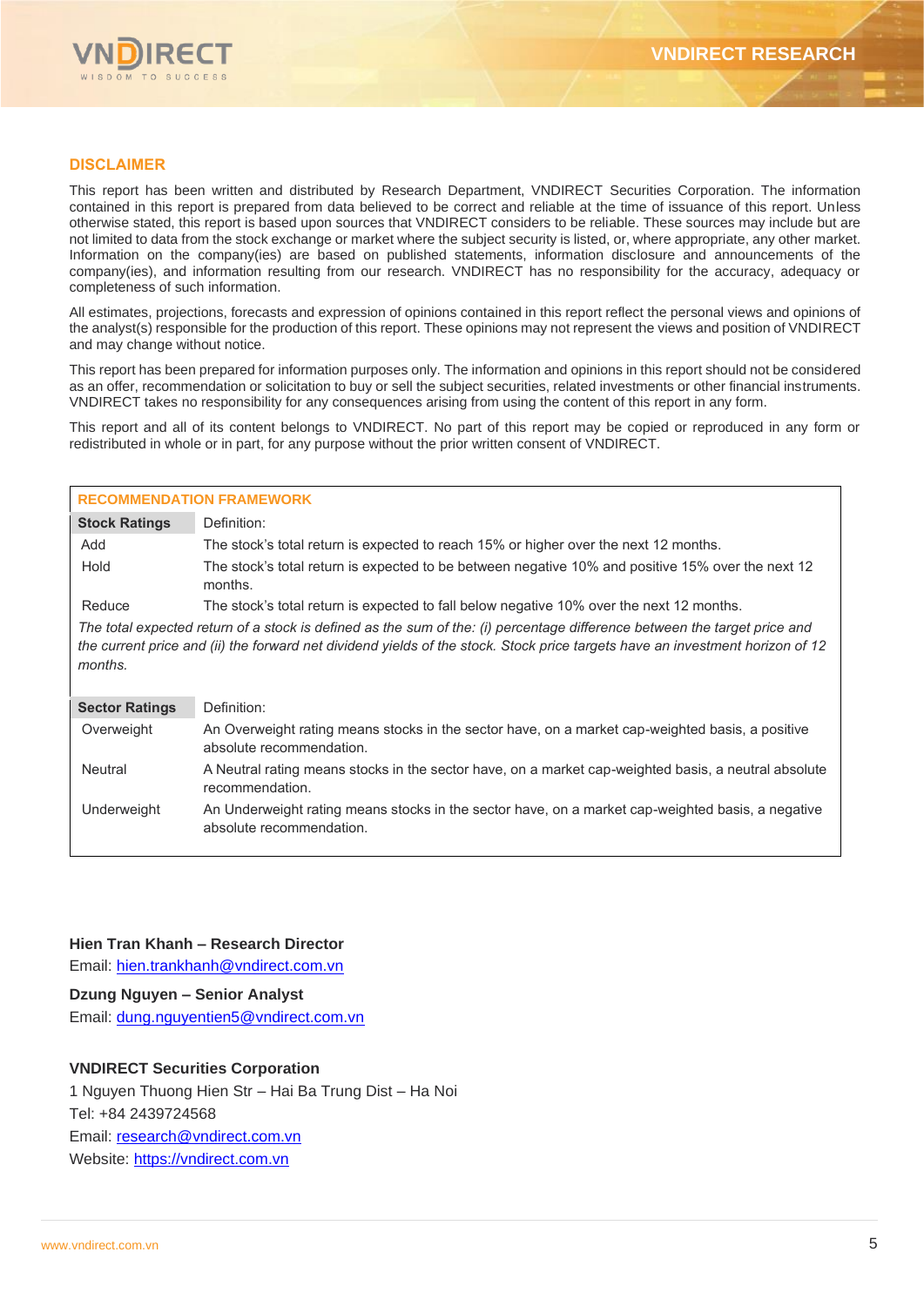## DISCLAIMER

This report has been written and distributed by Research Department, VNDIRECT Securities Corporation. The information contained in this report is prepared from data believed to be correct and reliable at the time of issuance of this report. Unless otherwise stated, this report is based upon sources that VNDIRECT considers to be reliable. These sources may include but are not limited to data from the stock exchange or market where the subject security is listed, or, where appropriate, any other market. Information on the company(ies) are based on published statements, information disclosure and announcements of the company(ies), and information resulting from our research. VNDIRECT has no responsibility for the accuracy, adequacy or completeness of such information.

All estimates, projections, forecasts and expression of opinions contained in this report reflect the personal views and opinions of the analyst(s) responsible for the production of this report. These opinions may not represent the views and position of VNDIRECT and may change without notice.

This report has been prepared for information purposes only. The information and opinions in this report should not be considered as an offer, recommendation or solicitation to buy or sell the subject securities, related investments or other financial instruments. VNDIRECT takes no responsibility for any consequences arising from using the content of this report in any form.

This report and all of its content belongs to VNDIRECT. No part of this report may be copied or reproduced in any form or redistributed in whole or in part, for any purpose without the prior written consent of VNDIRECT.

### RECOMMENDATION FRAMEWORK

| **Stock Ratings** | Definition: |
|---|---|
| Add | The stock's total return is expected to reach 15% or higher over the next 12 months. |
| Hold | The stock's total return is expected to be between negative 10% and positive 15% over the next 12 months. |
| Reduce | The stock's total return is expected to fall below negative 10% over the next 12 months. |

*The total expected return of a stock is defined as the sum of the: (i) percentage difference between the target price and the current price and (ii) the forward net dividend yields of the stock. Stock price targets have an investment horizon of 12 months.*

| **Sector Ratings** | Definition: |
|---|---|
| Overweight | An Overweight rating means stocks in the sector have, on a market cap-weighted basis, a positive absolute recommendation. |
| Neutral | A Neutral rating means stocks in the sector have, on a market cap-weighted basis, a neutral absolute recommendation. |
| Underweight | An Underweight rating means stocks in the sector have, on a market cap-weighted basis, a negative absolute recommendation. |

**Hien Tran Khanh – Research Director**
Email: hien.trankhanh@vndirect.com.vn

**Dzung Nguyen – Senior Analyst**
Email: dung.nguyentien5@vndirect.com.vn

**VNDIRECT Securities Corporation**
1 Nguyen Thuong Hien Str – Hai Ba Trung Dist – Ha Noi
Tel: +84 2439724568
Email: research@vndirect.com.vn
Website: https://vndirect.com.vn